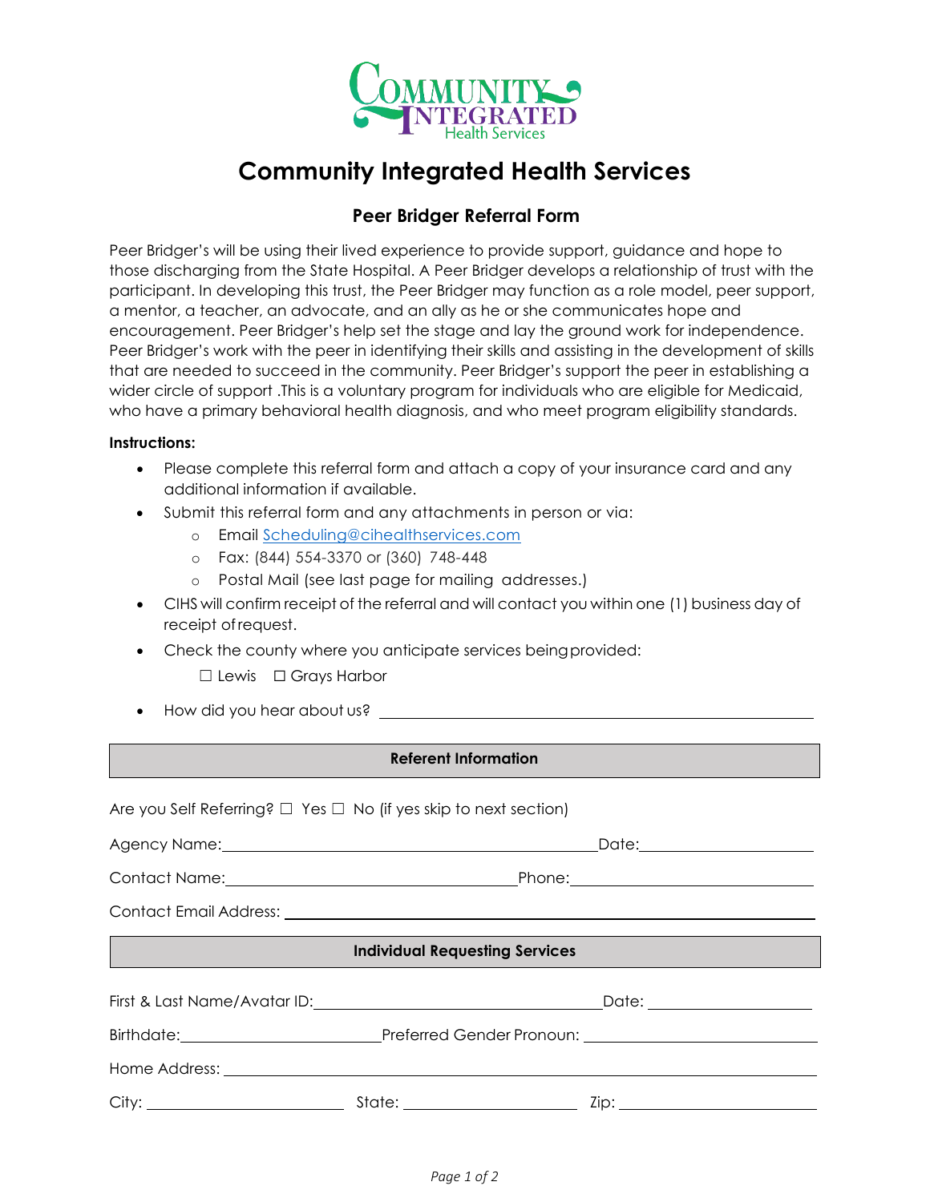# Community Integrated Health Services

## Peer Bridger Referral Form

Peer Bridger's will be using their lived experience to provide support, guidance and hope to those discharging from the State Hospital. A Peer Bridger develops a relationship of trust with the participant. In developing this trust, the Peer Bridger may function as a role model, peer support, a mentor, a teacher, an advocate, and an ally as he or she communicates hope and encouragement. Peer Bridger's help set the stage and lay the ground work for independence. Peer Bridger's work with the peer in identifying their skills and assisting in the development of skills that are needed to succeed in the community. Peer Bridger's support the peer in establishing a wider circle of support .This is a voluntary program for individuals who are eligible for Medicaid, who have a primary behavioral health diagnosis, and who meet program eligibility standards.

**Instructions:**

- Please complete this referral form and attach a copy of your insurance card and any additional information if available.
- Submit this referral form and any attachments in person or via:
  - Email Scheduling@cihealthservices.com
  - Fax: (844) 554-3370 or (360) 748-448
  - Postal Mail (see last page for mailing addresses.)
- CIHS will confirm receipt of the referral and will contact you within one (1) business day of receipt of request.
- Check the county where you anticipate services being provided:

  ☐ Lewis ☐ Grays Harbor

- How did you hear about us? ______________________________

**Referent Information**

Are you Self Referring? ☐ Yes ☐ No (if yes skip to next section)

Agency Name: ______________________________ Date: ______________

Contact Name: ______________________________ Phone: ______________

Contact Email Address: ______________________________

**Individual Requesting Services**

First & Last Name/Avatar ID: ______________________________ Date: ______________

Birthdate: ______________ Preferred Gender Pronoun: ______________

Home Address: ______________________________

City: ______________ State: ______________ Zip: ______________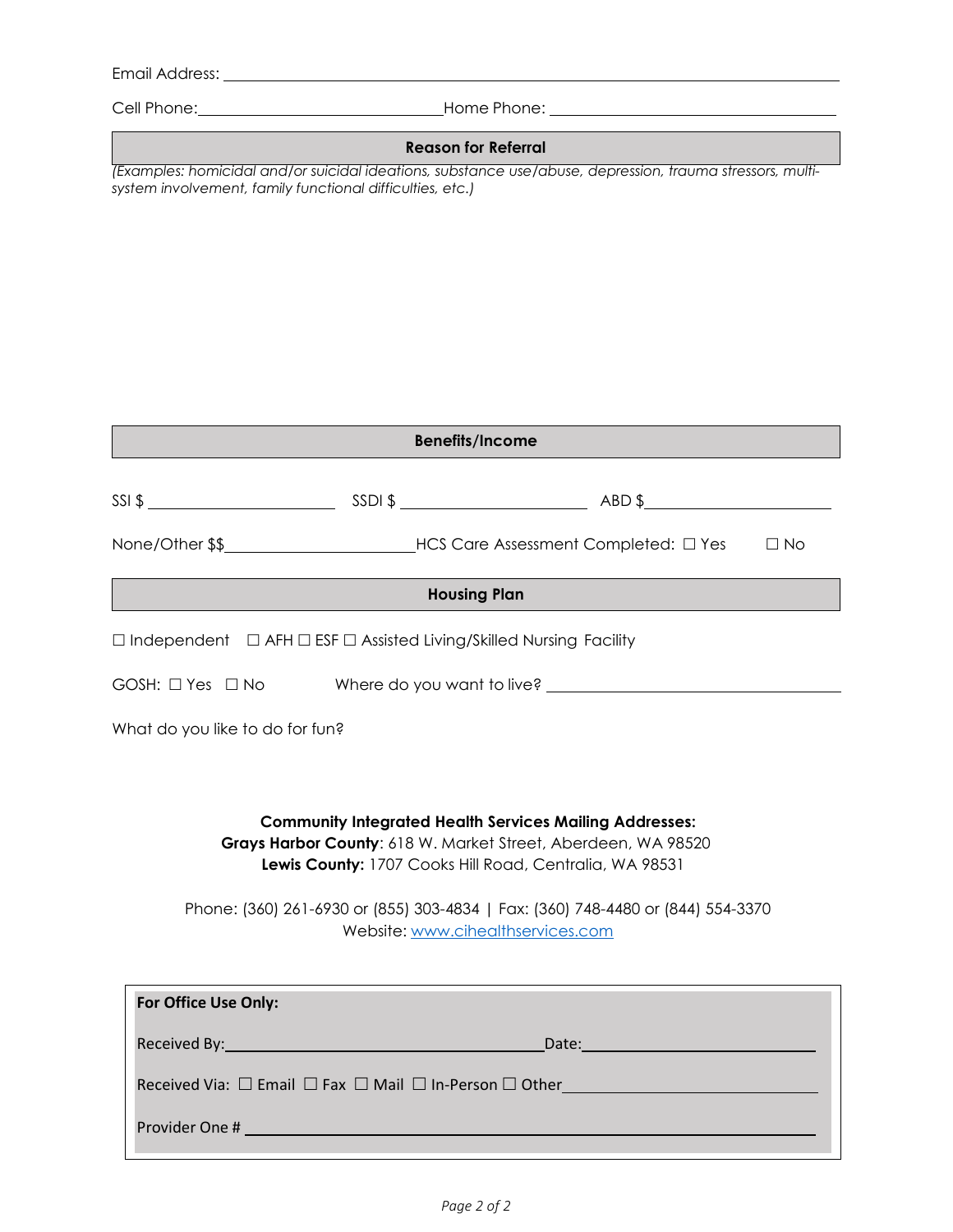Email Address: ____________________________________________

Cell Phone: ____________________ Home Phone: ____________________

## Reason for Referral

*(Examples: homicidal and/or suicidal ideations, substance use/abuse, depression, trauma stressors, multi-system involvement, family functional difficulties, etc.)*

## Benefits/Income

SSI $ ____________________ SSDI $ ____________________ ABD $ ____________________

None/Other $$ ____________________ HCS Care Assessment Completed: ☐ Yes ☐ No

## Housing Plan

☐ Independent ☐ AFH ☐ ESF ☐ Assisted Living/Skilled Nursing Facility

GOSH: ☐ Yes ☐ No Where do you want to live? ____________________

What do you like to do for fun?

**Community Integrated Health Services Mailing Addresses:**
**Grays Harbor County**: 618 W. Market Street, Aberdeen, WA 98520
**Lewis County:** 1707 Cooks Hill Road, Centralia, WA 98531

Phone: (360) 261-6930 or (855) 303-4834 | Fax: (360) 748-4480 or (844) 554-3370
Website: www.cihealthservices.com

**For Office Use Only:**

Received By: ____________________ Date: ____________________

Received Via: ☐ Email ☐ Fax ☐ Mail ☐ In-Person ☐ Other ____________________

Provider One # ____________________